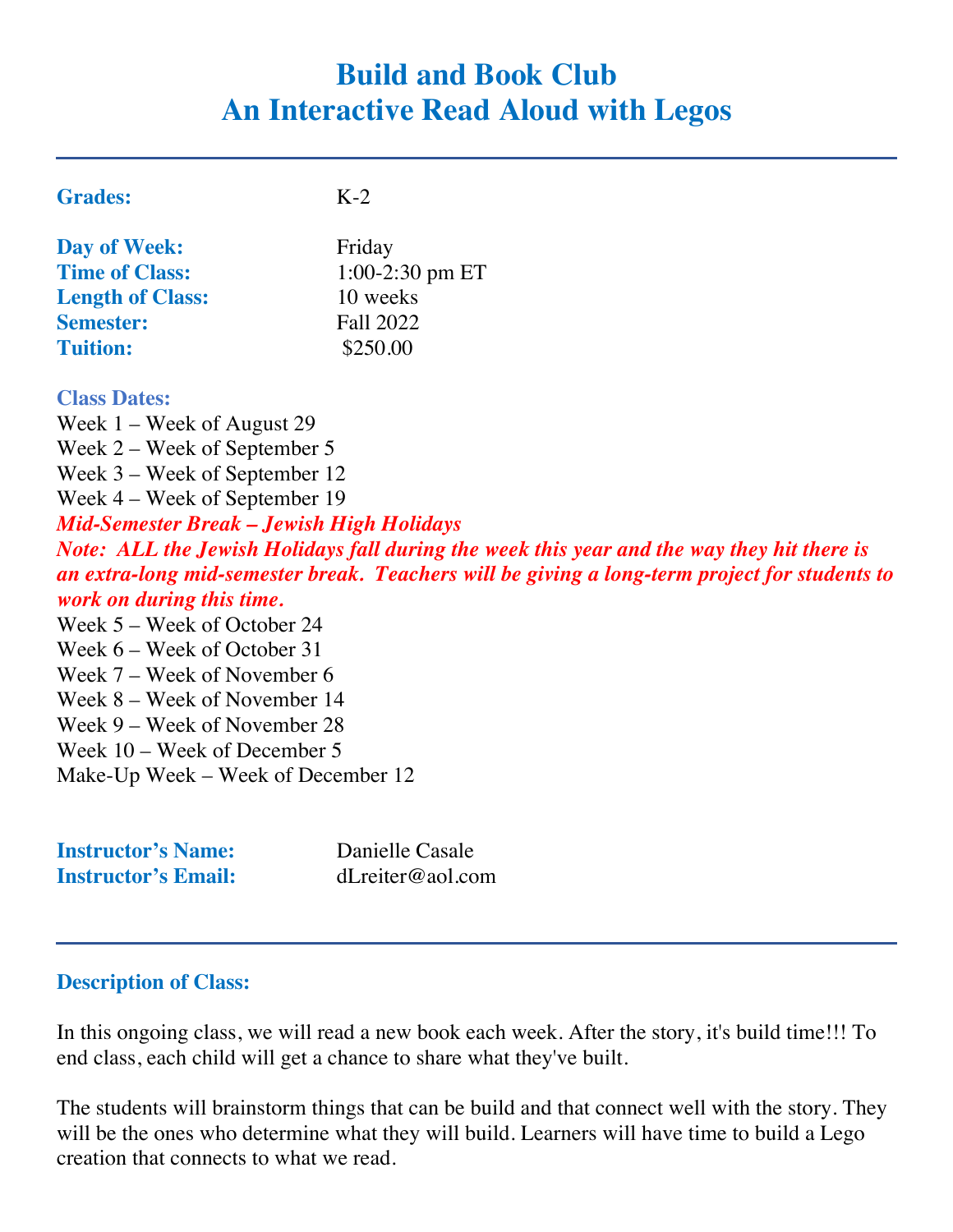# Build and Book Club
# An Interactive Read Aloud with Legos

**Grades:** K-2

**Day of Week:** Friday
**Time of Class:** 1:00-2:30 pm ET
**Length of Class:** 10 weeks
**Semester:** Fall 2022
**Tuition:** $250.00

**Class Dates:**

Week 1 – Week of August 29
Week 2 – Week of September 5
Week 3 – Week of September 12
Week 4 – Week of September 19
***Mid-Semester Break – Jewish High Holidays***
***Note: ALL the Jewish Holidays fall during the week this year and the way they hit there is an extra-long mid-semester break. Teachers will be giving a long-term project for students to work on during this time.***
Week 5 – Week of October 24
Week 6 – Week of October 31
Week 7 – Week of November 6
Week 8 – Week of November 14
Week 9 – Week of November 28
Week 10 – Week of December 5
Make-Up Week – Week of December 12

**Instructor's Name:** Danielle Casale
**Instructor's Email:** dLreiter@aol.com

## Description of Class:

In this ongoing class, we will read a new book each week. After the story, it's build time!!! To end class, each child will get a chance to share what they've built.

The students will brainstorm things that can be build and that connect well with the story. They will be the ones who determine what they will build. Learners will have time to build a Lego creation that connects to what we read.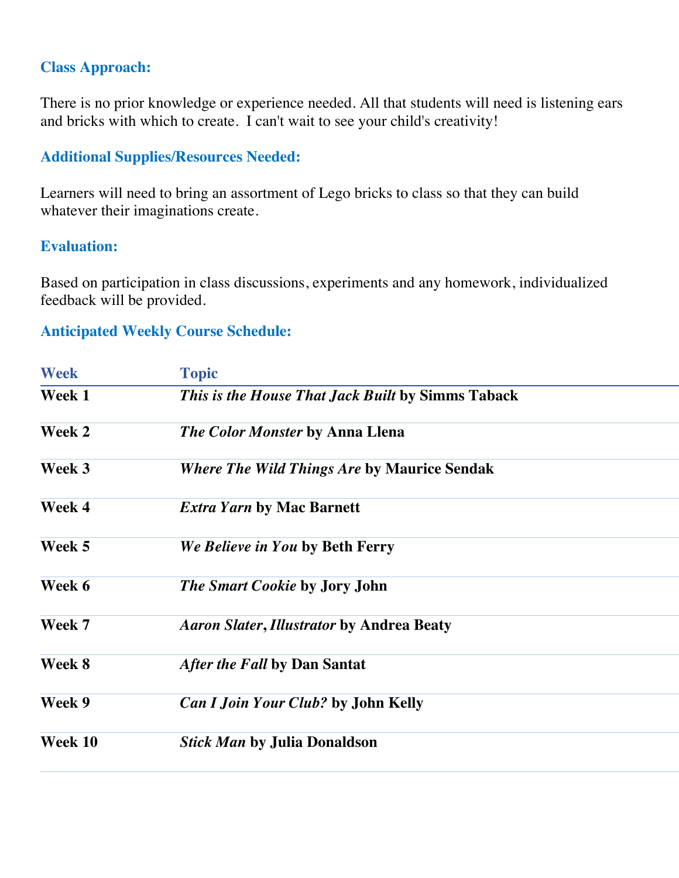### Class Approach:

There is no prior knowledge or experience needed. All that students will need is listening ears and bricks with which to create.  I can't wait to see your child's creativity!

### Additional Supplies/Resources Needed:

Learners will need to bring an assortment of Lego bricks to class so that they can build whatever their imaginations create.

### Evaluation:

Based on participation in class discussions, experiments and any homework, individualized feedback will be provided.

### Anticipated Weekly Course Schedule:

| Week | Topic |
|---|---|
| **Week 1** | ***This is the House That Jack Built* by Simms Taback** |
| **Week 2** | ***The Color Monster* by Anna Llena** |
| **Week 3** | ***Where The Wild Things Are* by Maurice Sendak** |
| **Week 4** | ***Extra Yarn* by Mac Barnett** |
| **Week 5** | ***We Believe in You* by Beth Ferry** |
| **Week 6** | ***The Smart Cookie* by Jory John** |
| **Week 7** | ***Aaron Slater, Illustrator* by Andrea Beaty** |
| **Week 8** | ***After the Fall* by Dan Santat** |
| **Week 9** | ***Can I Join Your Club?* by John Kelly** |
| **Week 10** | ***Stick Man* by Julia Donaldson** |